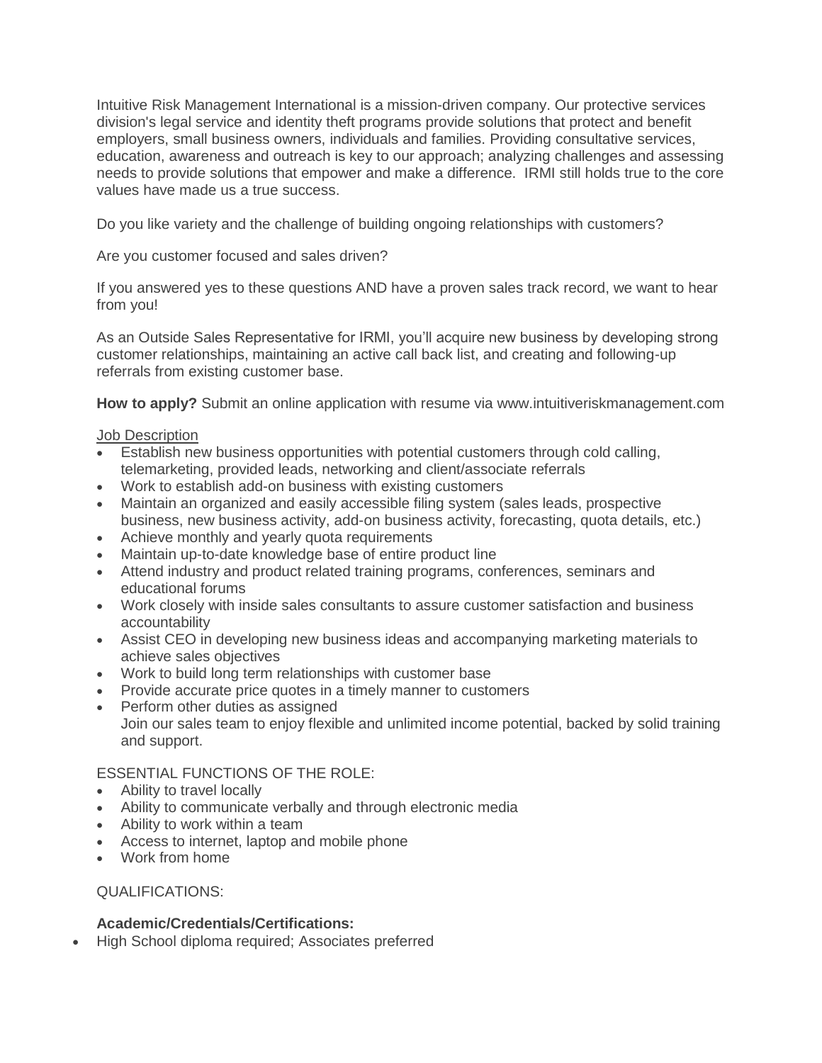Intuitive Risk Management International is a mission-driven company. Our protective services division's legal service and identity theft programs provide solutions that protect and benefit employers, small business owners, individuals and families. Providing consultative services, education, awareness and outreach is key to our approach; analyzing challenges and assessing needs to provide solutions that empower and make a difference. IRMI still holds true to the core values have made us a true success.

Do you like variety and the challenge of building ongoing relationships with customers?

Are you customer focused and sales driven?

If you answered yes to these questions AND have a proven sales track record, we want to hear from you!

As an Outside Sales Representative for IRMI, you'll acquire new business by developing strong customer relationships, maintaining an active call back list, and creating and following-up referrals from existing customer base.

**How to apply?** Submit an online application with resume via www.intuitiveriskmanagement.com

<u>Job Description</u>

- Establish new business opportunities with potential customers through cold calling, telemarketing, provided leads, networking and client/associate referrals
- Work to establish add-on business with existing customers
- Maintain an organized and easily accessible filing system (sales leads, prospective business, new business activity, add-on business activity, forecasting, quota details, etc.)
- Achieve monthly and yearly quota requirements
- Maintain up-to-date knowledge base of entire product line
- Attend industry and product related training programs, conferences, seminars and educational forums
- Work closely with inside sales consultants to assure customer satisfaction and business accountability
- Assist CEO in developing new business ideas and accompanying marketing materials to achieve sales objectives
- Work to build long term relationships with customer base
- Provide accurate price quotes in a timely manner to customers
- Perform other duties as assigned

  Join our sales team to enjoy flexible and unlimited income potential, backed by solid training and support.

ESSENTIAL FUNCTIONS OF THE ROLE:

- Ability to travel locally
- Ability to communicate verbally and through electronic media
- Ability to work within a team
- Access to internet, laptop and mobile phone
- Work from home

QUALIFICATIONS:

**Academic/Credentials/Certifications:**

- High School diploma required; Associates preferred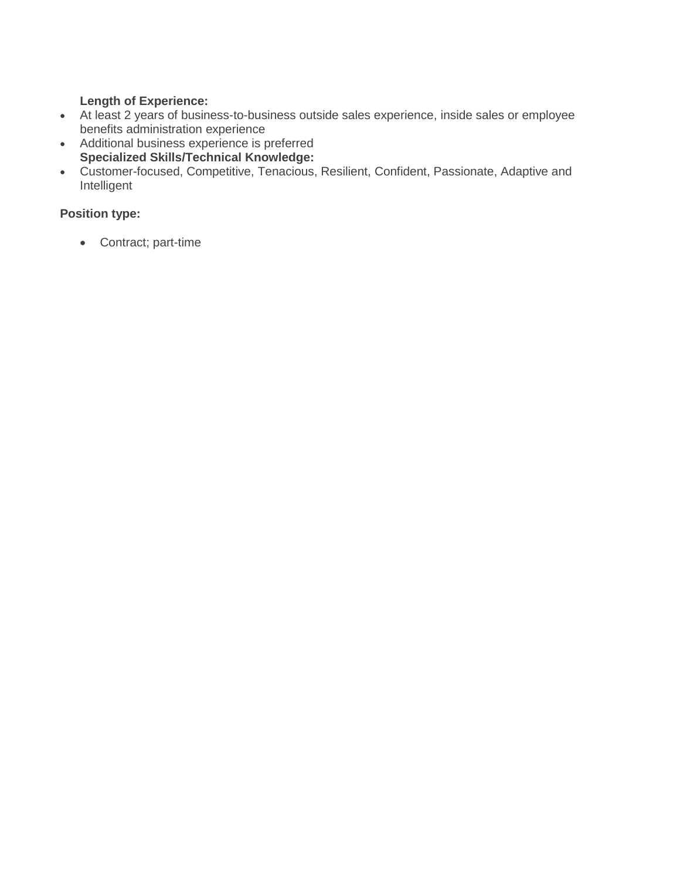**Length of Experience:**

- At least 2 years of business-to-business outside sales experience, inside sales or employee benefits administration experience
- Additional business experience is preferred

**Specialized Skills/Technical Knowledge:**

- Customer-focused, Competitive, Tenacious, Resilient, Confident, Passionate, Adaptive and Intelligent

**Position type:**

- Contract; part-time